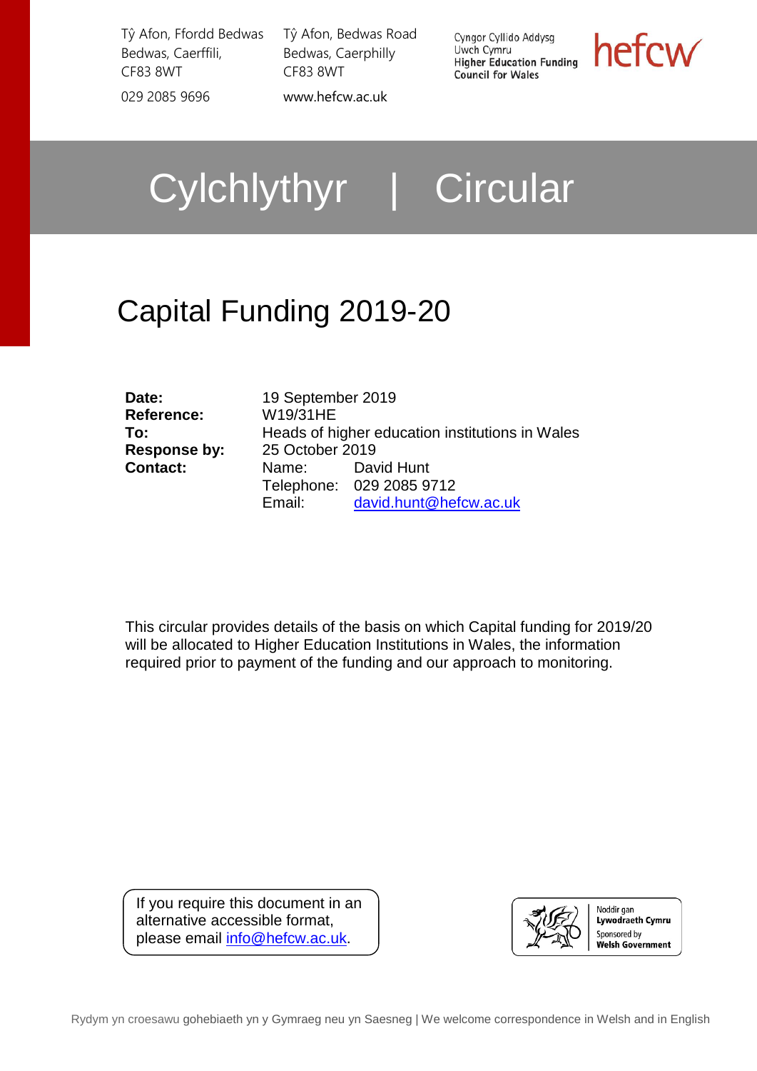Tŷ Afon, Ffordd Bedwas
Bedwas, Caerffili,
CF83 8WT

029 2085 9696

Tŷ Afon, Bedwas Road
Bedwas, Caerphilly
CF83 8WT

www.hefcw.ac.uk

Cyngor Cyllido Addysg Uwch Cymru
Higher Education Funding Council for Wales

hefcw

# Cylchlythyr | Circular

## Capital Funding 2019-20

| | | |
|---|---|---|
| **Date:** | 19 September 2019 | |
| **Reference:** | W19/31HE | |
| **To:** | Heads of higher education institutions in Wales | |
| **Response by:** | 25 October 2019 | |
| **Contact:** | Name: | David Hunt |
| | Telephone: | 029 2085 9712 |
| | Email: | david.hunt@hefcw.ac.uk |

This circular provides details of the basis on which Capital funding for 2019/20 will be allocated to Higher Education Institutions in Wales, the information required prior to payment of the funding and our approach to monitoring.

If you require this document in an alternative accessible format, please email info@hefcw.ac.uk.

Noddir gan Lywodraeth Cymru
Sponsored by Welsh Government

Rydym yn croesawu gohebiaeth yn y Gymraeg neu yn Saesneg | We welcome correspondence in Welsh and in English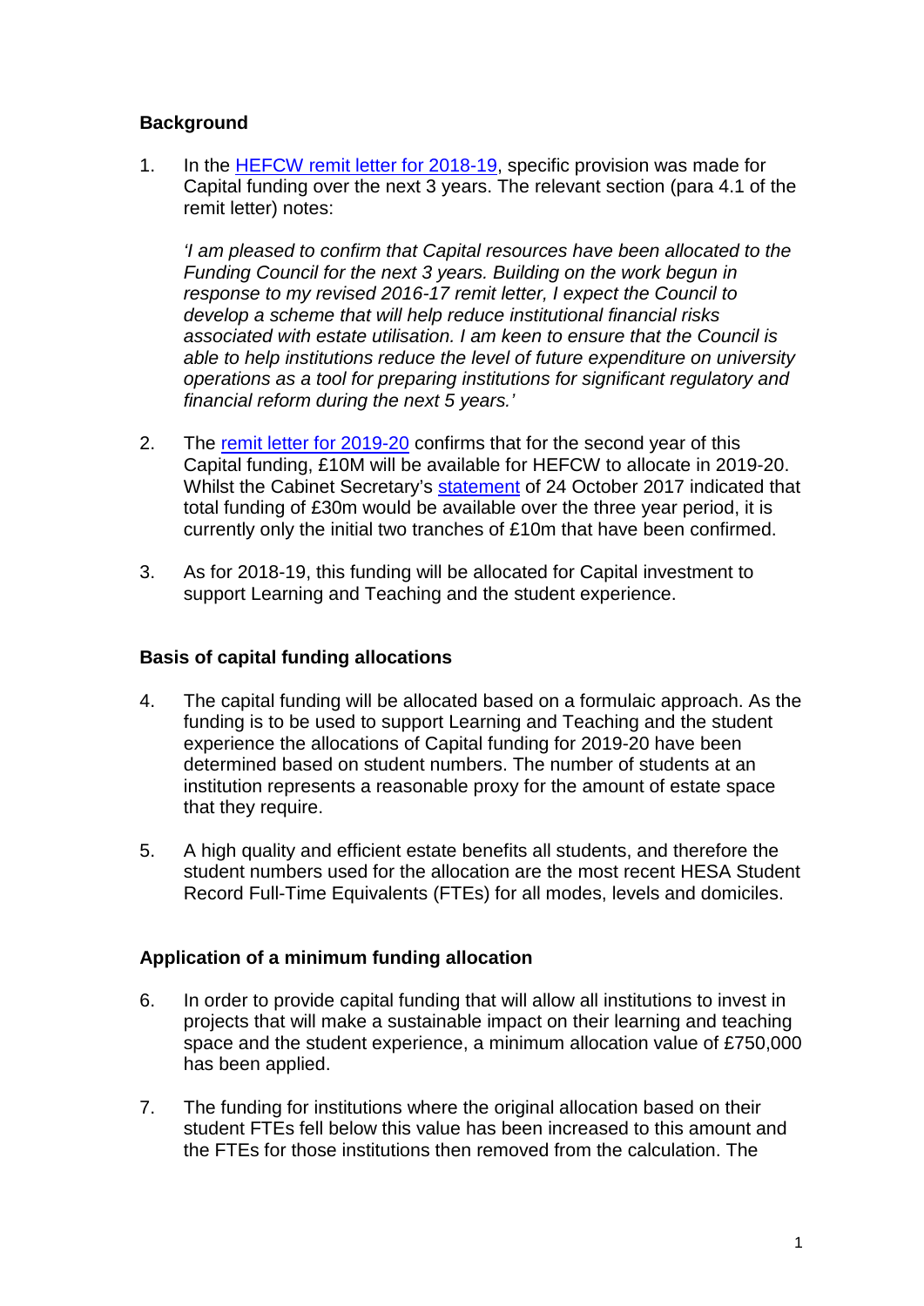## Background

1. In the [HEFCW remit letter for 2018-19](), specific provision was made for Capital funding over the next 3 years. The relevant section (para 4.1 of the remit letter) notes:

   *'I am pleased to confirm that Capital resources have been allocated to the Funding Council for the next 3 years. Building on the work begun in response to my revised 2016-17 remit letter, I expect the Council to develop a scheme that will help reduce institutional financial risks associated with estate utilisation. I am keen to ensure that the Council is able to help institutions reduce the level of future expenditure on university operations as a tool for preparing institutions for significant regulatory and financial reform during the next 5 years.'*

2. The [remit letter for 2019-20]() confirms that for the second year of this Capital funding, £10M will be available for HEFCW to allocate in 2019-20. Whilst the Cabinet Secretary's [statement]() of 24 October 2017 indicated that total funding of £30m would be available over the three year period, it is currently only the initial two tranches of £10m that have been confirmed.

3. As for 2018-19, this funding will be allocated for Capital investment to support Learning and Teaching and the student experience.

## Basis of capital funding allocations

4. The capital funding will be allocated based on a formulaic approach. As the funding is to be used to support Learning and Teaching and the student experience the allocations of Capital funding for 2019-20 have been determined based on student numbers. The number of students at an institution represents a reasonable proxy for the amount of estate space that they require.

5. A high quality and efficient estate benefits all students, and therefore the student numbers used for the allocation are the most recent HESA Student Record Full-Time Equivalents (FTEs) for all modes, levels and domiciles.

## Application of a minimum funding allocation

6. In order to provide capital funding that will allow all institutions to invest in projects that will make a sustainable impact on their learning and teaching space and the student experience, a minimum allocation value of £750,000 has been applied.

7. The funding for institutions where the original allocation based on their student FTEs fell below this value has been increased to this amount and the FTEs for those institutions then removed from the calculation. The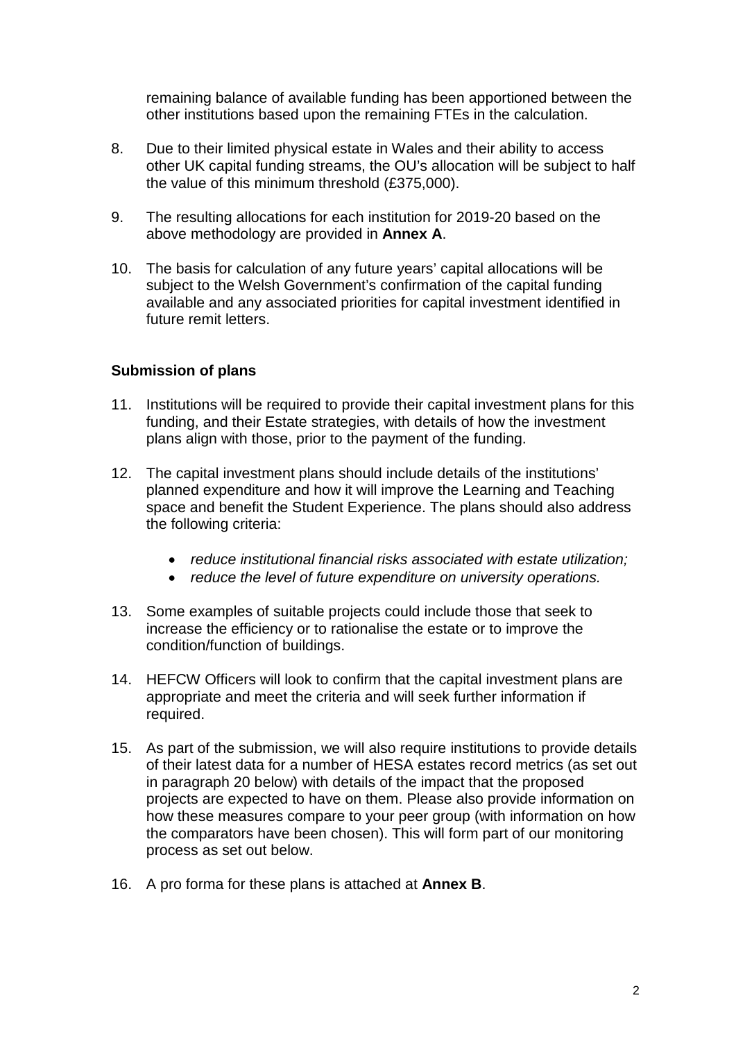remaining balance of available funding has been apportioned between the other institutions based upon the remaining FTEs in the calculation.

8. Due to their limited physical estate in Wales and their ability to access other UK capital funding streams, the OU's allocation will be subject to half the value of this minimum threshold (£375,000).

9. The resulting allocations for each institution for 2019-20 based on the above methodology are provided in **Annex A**.

10. The basis for calculation of any future years' capital allocations will be subject to the Welsh Government's confirmation of the capital funding available and any associated priorities for capital investment identified in future remit letters.

### Submission of plans

11. Institutions will be required to provide their capital investment plans for this funding, and their Estate strategies, with details of how the investment plans align with those, prior to the payment of the funding.

12. The capital investment plans should include details of the institutions' planned expenditure and how it will improve the Learning and Teaching space and benefit the Student Experience. The plans should also address the following criteria:

    - *reduce institutional financial risks associated with estate utilization;*
    - *reduce the level of future expenditure on university operations.*

13. Some examples of suitable projects could include those that seek to increase the efficiency or to rationalise the estate or to improve the condition/function of buildings.

14. HEFCW Officers will look to confirm that the capital investment plans are appropriate and meet the criteria and will seek further information if required.

15. As part of the submission, we will also require institutions to provide details of their latest data for a number of HESA estates record metrics (as set out in paragraph 20 below) with details of the impact that the proposed projects are expected to have on them. Please also provide information on how these measures compare to your peer group (with information on how the comparators have been chosen). This will form part of our monitoring process as set out below.

16. A pro forma for these plans is attached at **Annex B**.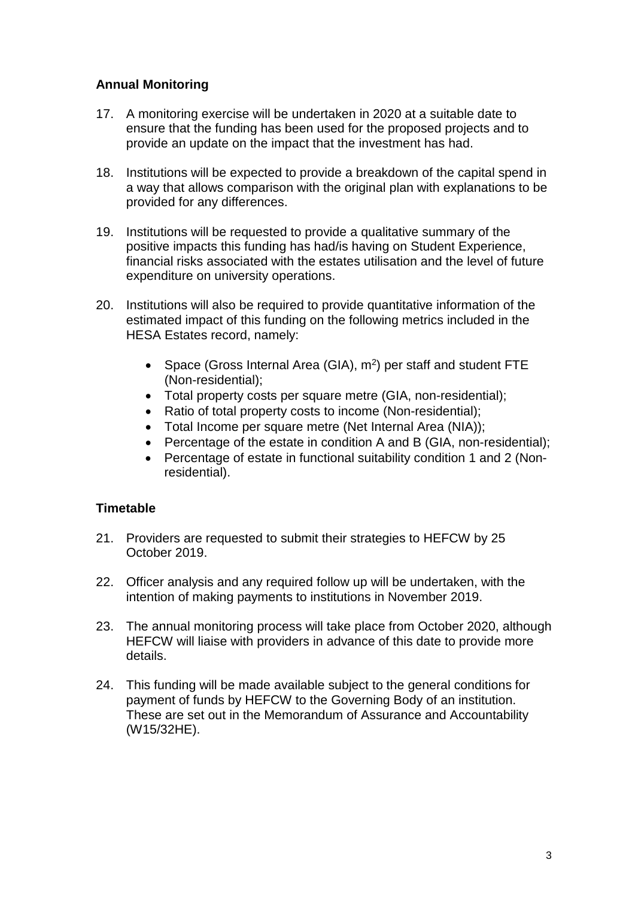## Annual Monitoring

17. A monitoring exercise will be undertaken in 2020 at a suitable date to ensure that the funding has been used for the proposed projects and to provide an update on the impact that the investment has had.

18. Institutions will be expected to provide a breakdown of the capital spend in a way that allows comparison with the original plan with explanations to be provided for any differences.

19. Institutions will be requested to provide a qualitative summary of the positive impacts this funding has had/is having on Student Experience, financial risks associated with the estates utilisation and the level of future expenditure on university operations.

20. Institutions will also be required to provide quantitative information of the estimated impact of this funding on the following metrics included in the HESA Estates record, namely:

    - Space (Gross Internal Area (GIA), $m^2$) per staff and student FTE (Non-residential);
    - Total property costs per square metre (GIA, non-residential);
    - Ratio of total property costs to income (Non-residential);
    - Total Income per square metre (Net Internal Area (NIA));
    - Percentage of the estate in condition A and B (GIA, non-residential);
    - Percentage of estate in functional suitability condition 1 and 2 (Non-residential).

## Timetable

21. Providers are requested to submit their strategies to HEFCW by 25 October 2019.

22. Officer analysis and any required follow up will be undertaken, with the intention of making payments to institutions in November 2019.

23. The annual monitoring process will take place from October 2020, although HEFCW will liaise with providers in advance of this date to provide more details.

24. This funding will be made available subject to the general conditions for payment of funds by HEFCW to the Governing Body of an institution. These are set out in the Memorandum of Assurance and Accountability (W15/32HE).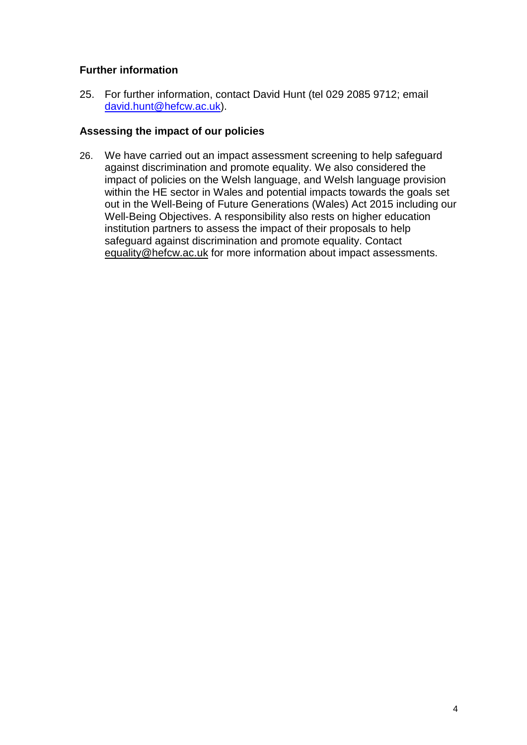### Further information

25. For further information, contact David Hunt (tel 029 2085 9712; email [david.hunt@hefcw.ac.uk](mailto:david.hunt@hefcw.ac.uk)).

### Assessing the impact of our policies

26. We have carried out an impact assessment screening to help safeguard against discrimination and promote equality. We also considered the impact of policies on the Welsh language, and Welsh language provision within the HE sector in Wales and potential impacts towards the goals set out in the Well-Being of Future Generations (Wales) Act 2015 including our Well-Being Objectives. A responsibility also rests on higher education institution partners to assess the impact of their proposals to help safeguard against discrimination and promote equality. Contact equality@hefcw.ac.uk for more information about impact assessments.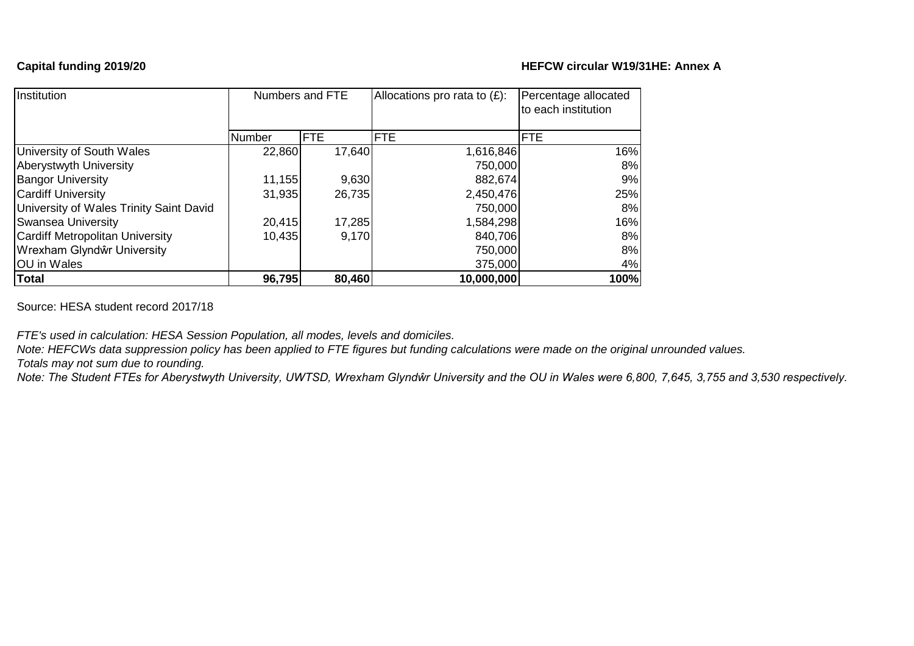**Capital funding 2019/20**

**HEFCW circular W19/31HE: Annex A**

| Institution | Numbers and FTE | | Allocations pro rata to (£): | Percentage allocated to each institution |
|---|---|---|---|---|
| | Number | FTE | FTE | FTE |
| University of South Wales | 22,860 | 17,640 | 1,616,846 | 16% |
| Aberystwyth University | | | 750,000 | 8% |
| Bangor University | 11,155 | 9,630 | 882,674 | 9% |
| Cardiff University | 31,935 | 26,735 | 2,450,476 | 25% |
| University of Wales Trinity Saint David | | | 750,000 | 8% |
| Swansea University | 20,415 | 17,285 | 1,584,298 | 16% |
| Cardiff Metropolitan University | 10,435 | 9,170 | 840,706 | 8% |
| Wrexham Glyndŵr University | | | 750,000 | 8% |
| OU in Wales | | | 375,000 | 4% |
| **Total** | **96,795** | **80,460** | **10,000,000** | **100%** |

Source: HESA student record 2017/18

*FTE's used in calculation: HESA Session Population, all modes, levels and domiciles.*

*Note: HEFCWs data suppression policy has been applied to FTE figures but funding calculations were made on the original unrounded values.*

*Totals may not sum due to rounding.*

*Note: The Student FTEs for Aberystwyth University, UWTSD, Wrexham Glyndŵr University and the OU in Wales were 6,800, 7,645, 3,755 and 3,530 respectively.*